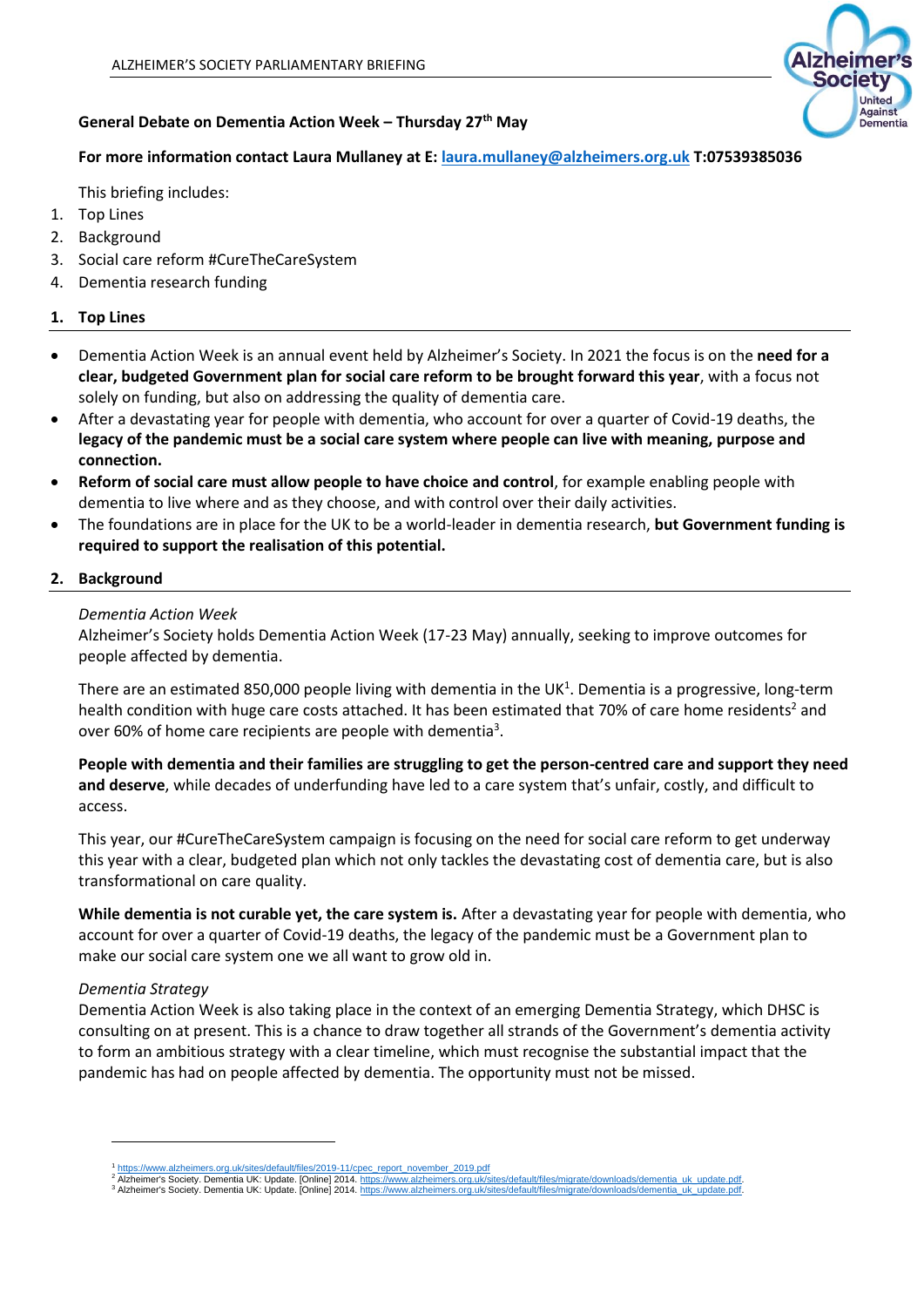**General Debate on Dementia Action Week – Thursday 27th May**

**For more information contact Laura Mullaney at E: laura.mullaney@alzheimers.org.uk T:07539385036**

This briefing includes:

1. Top Lines
2. Background
3. Social care reform #CureTheCareSystem
4. Dementia research funding

## 1. Top Lines

- Dementia Action Week is an annual event held by Alzheimer's Society. In 2021 the focus is on the **need for a clear, budgeted Government plan for social care reform to be brought forward this year**, with a focus not solely on funding, but also on addressing the quality of dementia care.
- After a devastating year for people with dementia, who account for over a quarter of Covid-19 deaths, the **legacy of the pandemic must be a social care system where people can live with meaning, purpose and connection.**
- **Reform of social care must allow people to have choice and control**, for example enabling people with dementia to live where and as they choose, and with control over their daily activities.
- The foundations are in place for the UK to be a world-leader in dementia research, **but Government funding is required to support the realisation of this potential.**

## 2. Background

*Dementia Action Week*

Alzheimer's Society holds Dementia Action Week (17-23 May) annually, seeking to improve outcomes for people affected by dementia.

There are an estimated 850,000 people living with dementia in the UK[1]. Dementia is a progressive, long-term health condition with huge care costs attached. It has been estimated that 70% of care home residents[2] and over 60% of home care recipients are people with dementia[3].

**People with dementia and their families are struggling to get the person-centred care and support they need and deserve**, while decades of underfunding have led to a care system that's unfair, costly, and difficult to access.

This year, our #CureTheCareSystem campaign is focusing on the need for social care reform to get underway this year with a clear, budgeted plan which not only tackles the devastating cost of dementia care, but is also transformational on care quality.

**While dementia is not curable yet, the care system is.** After a devastating year for people with dementia, who account for over a quarter of Covid-19 deaths, the legacy of the pandemic must be a Government plan to make our social care system one we all want to grow old in.

*Dementia Strategy*

Dementia Action Week is also taking place in the context of an emerging Dementia Strategy, which DHSC is consulting on at present. This is a chance to draw together all strands of the Government's dementia activity to form an ambitious strategy with a clear timeline, which must recognise the substantial impact that the pandemic has had on people affected by dementia. The opportunity must not be missed.

---

[1] https://www.alzheimers.org.uk/sites/default/files/2019-11/cpec_report_november_2019.pdf

[2] Alzheimer's Society. Dementia UK: Update. [Online] 2014. https://www.alzheimers.org.uk/sites/default/files/migrate/downloads/dementia_uk_update.pdf.

[3] Alzheimer's Society. Dementia UK: Update. [Online] 2014. https://www.alzheimers.org.uk/sites/default/files/migrate/downloads/dementia_uk_update.pdf.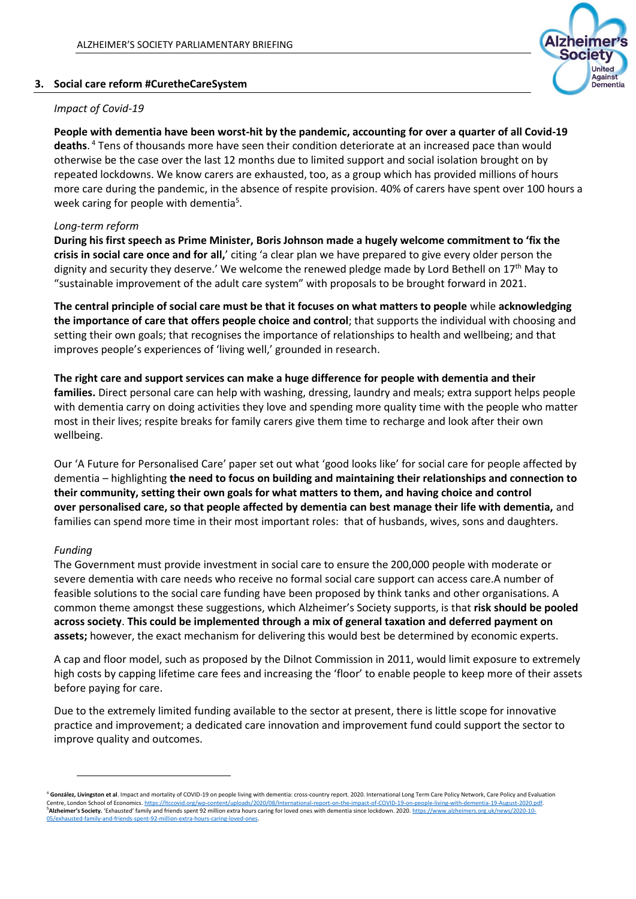## 3. Social care reform #CuretheCareSystem

*Impact of Covid-19*

**People with dementia have been worst-hit by the pandemic, accounting for over a quarter of all Covid-19 deaths**. [4] Tens of thousands more have seen their condition deteriorate at an increased pace than would otherwise be the case over the last 12 months due to limited support and social isolation brought on by repeated lockdowns. We know carers are exhausted, too, as a group which has provided millions of hours more care during the pandemic, in the absence of respite provision. 40% of carers have spent over 100 hours a week caring for people with dementia[5].

*Long-term reform*

**During his first speech as Prime Minister, Boris Johnson made a hugely welcome commitment to 'fix the crisis in social care once and for all,'** citing 'a clear plan we have prepared to give every older person the dignity and security they deserve.' We welcome the renewed pledge made by Lord Bethell on 17th May to "sustainable improvement of the adult care system" with proposals to be brought forward in 2021.

**The central principle of social care must be that it focuses on what matters to people** while **acknowledging the importance of care that offers people choice and control**; that supports the individual with choosing and setting their own goals; that recognises the importance of relationships to health and wellbeing; and that improves people's experiences of 'living well,' grounded in research.

**The right care and support services can make a huge difference for people with dementia and their families.** Direct personal care can help with washing, dressing, laundry and meals; extra support helps people with dementia carry on doing activities they love and spending more quality time with the people who matter most in their lives; respite breaks for family carers give them time to recharge and look after their own wellbeing.

Our 'A Future for Personalised Care' paper set out what 'good looks like' for social care for people affected by dementia – highlighting **the need to focus on building and maintaining their relationships and connection to their community, setting their own goals for what matters to them, and having choice and control over personalised care, so that people affected by dementia can best manage their life with dementia,** and families can spend more time in their most important roles: that of husbands, wives, sons and daughters.

*Funding*

The Government must provide investment in social care to ensure the 200,000 people with moderate or severe dementia with care needs who receive no formal social care support can access care.A number of feasible solutions to the social care funding have been proposed by think tanks and other organisations. A common theme amongst these suggestions, which Alzheimer's Society supports, is that **risk should be pooled across society**. **This could be implemented through a mix of general taxation and deferred payment on assets;** however, the exact mechanism for delivering this would best be determined by economic experts.

A cap and floor model, such as proposed by the Dilnot Commission in 2011, would limit exposure to extremely high costs by capping lifetime care fees and increasing the 'floor' to enable people to keep more of their assets before paying for care.

Due to the extremely limited funding available to the sector at present, there is little scope for innovative practice and improvement; a dedicated care innovation and improvement fund could support the sector to improve quality and outcomes.

---

[4] **González, Livingston et al**. Impact and mortality of COVID-19 on people living with dementia: cross-country report. 2020. International Long Term Care Policy Network, Care Policy and Evaluation Centre, London School of Economics. https://ltccovid.org/wp-content/uploads/2020/08/International-report-on-the-impact-of-COVID-19-on-people-living-with-dementia-19-August-2020.pdf.

[5] **Alzheimer's Society.** 'Exhausted' family and friends spent 92 million extra hours caring for loved ones with dementia since lockdown. 2020. https://www.alzheimers.org.uk/news/2020-10-05/exhausted-family-and-friends-spent-92-million-extra-hours-caring-loved-ones.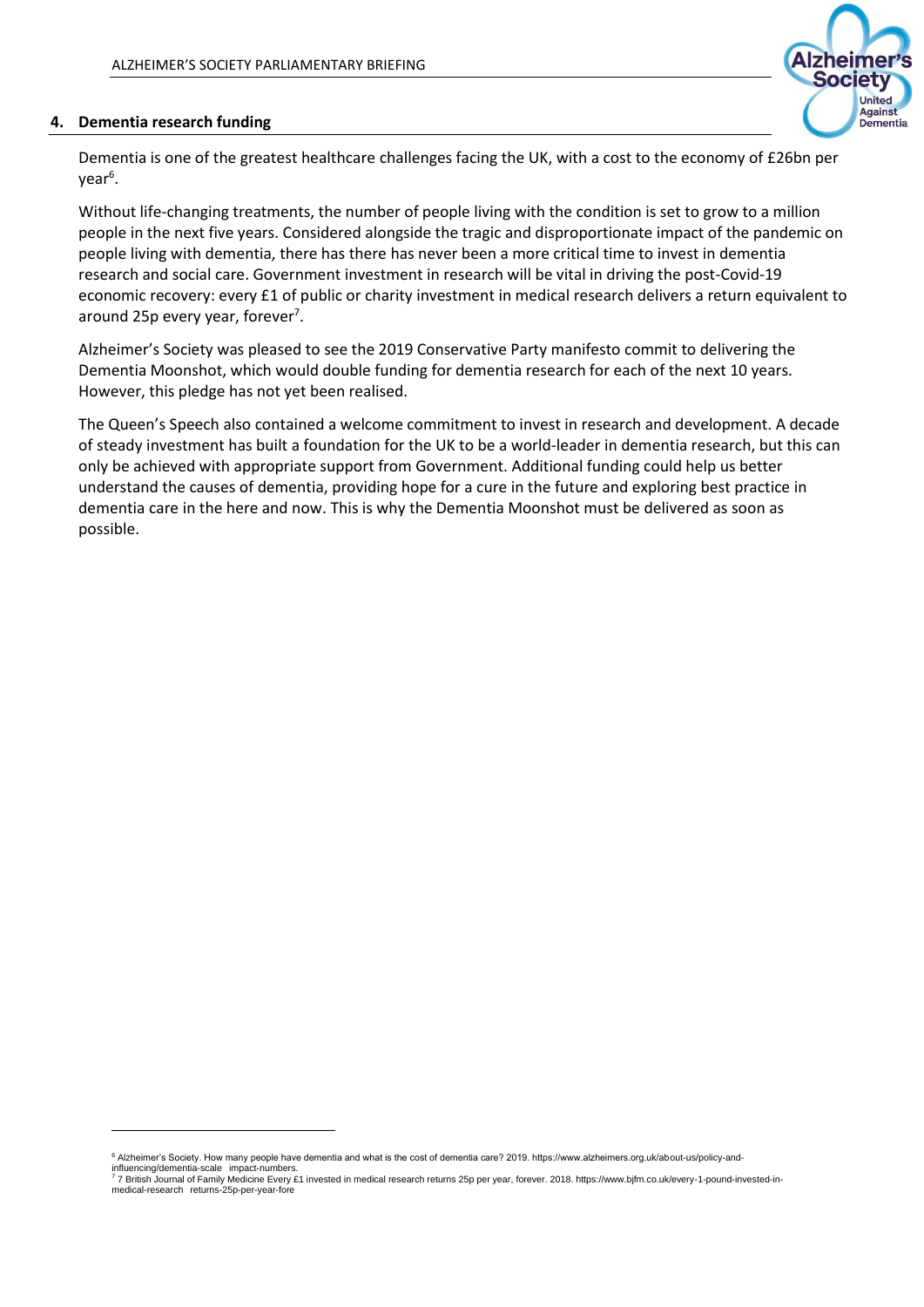## 4. Dementia research funding

Dementia is one of the greatest healthcare challenges facing the UK, with a cost to the economy of £26bn per year[6].

Without life-changing treatments, the number of people living with the condition is set to grow to a million people in the next five years. Considered alongside the tragic and disproportionate impact of the pandemic on people living with dementia, there has there has never been a more critical time to invest in dementia research and social care. Government investment in research will be vital in driving the post-Covid-19 economic recovery: every £1 of public or charity investment in medical research delivers a return equivalent to around 25p every year, forever[7].

Alzheimer's Society was pleased to see the 2019 Conservative Party manifesto commit to delivering the Dementia Moonshot, which would double funding for dementia research for each of the next 10 years. However, this pledge has not yet been realised.

The Queen's Speech also contained a welcome commitment to invest in research and development. A decade of steady investment has built a foundation for the UK to be a world-leader in dementia research, but this can only be achieved with appropriate support from Government. Additional funding could help us better understand the causes of dementia, providing hope for a cure in the future and exploring best practice in dementia care in the here and now. This is why the Dementia Moonshot must be delivered as soon as possible.

---

[6] Alzheimer's Society. How many people have dementia and what is the cost of dementia care? 2019. https://www.alzheimers.org.uk/about-us/policy-and-influencing/dementia-scale impact-numbers.

[7] 7 British Journal of Family Medicine Every £1 invested in medical research returns 25p per year, forever. 2018. https://www.bjfm.co.uk/every-1-pound-invested-in-medical-research returns-25p-per-year-fore